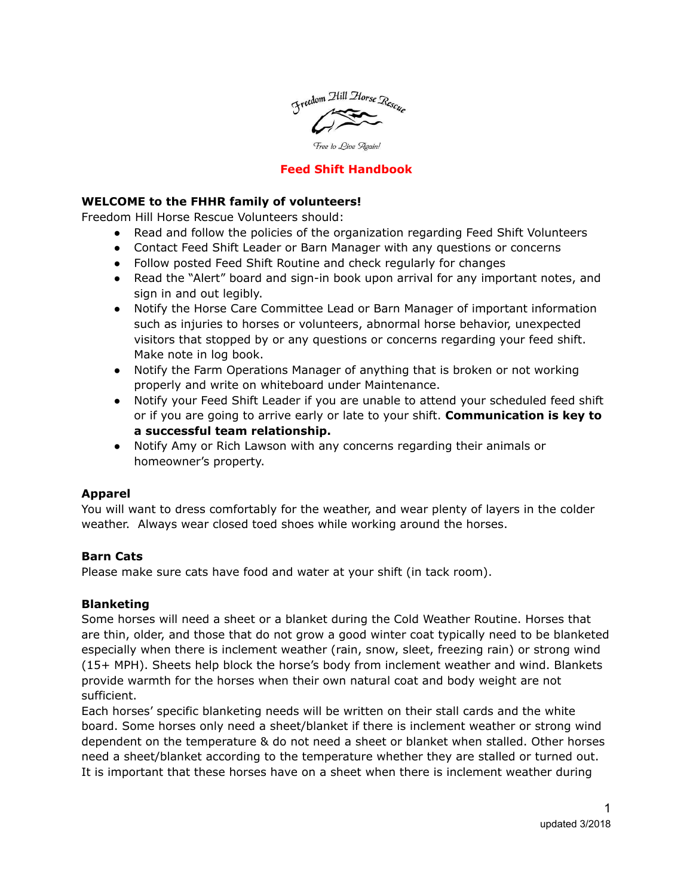Freedom Hill Horse Rescue

Free to Live Again!

# Feed Shift Handbook

**WELCOME to the FHHR family of volunteers!**

Freedom Hill Horse Rescue Volunteers should:

- Read and follow the policies of the organization regarding Feed Shift Volunteers
- Contact Feed Shift Leader or Barn Manager with any questions or concerns
- Follow posted Feed Shift Routine and check regularly for changes
- Read the "Alert" board and sign-in book upon arrival for any important notes, and sign in and out legibly.
- Notify the Horse Care Committee Lead or Barn Manager of important information such as injuries to horses or volunteers, abnormal horse behavior, unexpected visitors that stopped by or any questions or concerns regarding your feed shift. Make note in log book.
- Notify the Farm Operations Manager of anything that is broken or not working properly and write on whiteboard under Maintenance.
- Notify your Feed Shift Leader if you are unable to attend your scheduled feed shift or if you are going to arrive early or late to your shift. **Communication is key to a successful team relationship.**
- Notify Amy or Rich Lawson with any concerns regarding their animals or homeowner's property.

## Apparel

You will want to dress comfortably for the weather, and wear plenty of layers in the colder weather. Always wear closed toed shoes while working around the horses.

## Barn Cats

Please make sure cats have food and water at your shift (in tack room).

## Blanketing

Some horses will need a sheet or a blanket during the Cold Weather Routine. Horses that are thin, older, and those that do not grow a good winter coat typically need to be blanketed especially when there is inclement weather (rain, snow, sleet, freezing rain) or strong wind (15+ MPH). Sheets help block the horse's body from inclement weather and wind. Blankets provide warmth for the horses when their own natural coat and body weight are not sufficient.

Each horses' specific blanketing needs will be written on their stall cards and the white board. Some horses only need a sheet/blanket if there is inclement weather or strong wind dependent on the temperature & do not need a sheet or blanket when stalled. Other horses need a sheet/blanket according to the temperature whether they are stalled or turned out. It is important that these horses have on a sheet when there is inclement weather during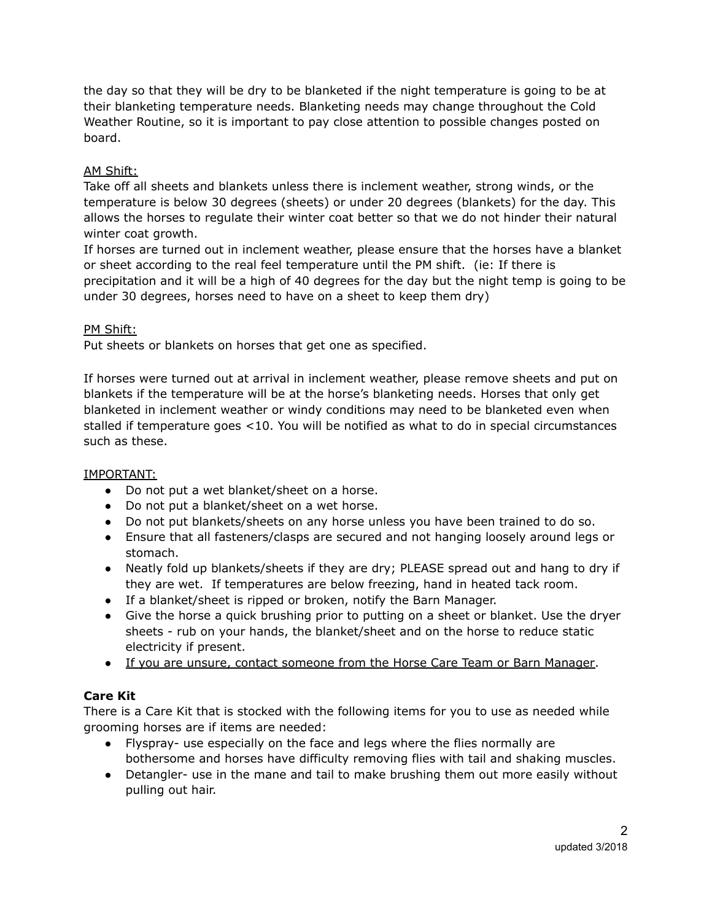the day so that they will be dry to be blanketed if the night temperature is going to be at their blanketing temperature needs. Blanketing needs may change throughout the Cold Weather Routine, so it is important to pay close attention to possible changes posted on board.

<u>AM Shift:</u>
Take off all sheets and blankets unless there is inclement weather, strong winds, or the temperature is below 30 degrees (sheets) or under 20 degrees (blankets) for the day. This allows the horses to regulate their winter coat better so that we do not hinder their natural winter coat growth.
If horses are turned out in inclement weather, please ensure that the horses have a blanket or sheet according to the real feel temperature until the PM shift. (ie: If there is precipitation and it will be a high of 40 degrees for the day but the night temp is going to be under 30 degrees, horses need to have on a sheet to keep them dry)

<u>PM Shift:</u>
Put sheets or blankets on horses that get one as specified.

If horses were turned out at arrival in inclement weather, please remove sheets and put on blankets if the temperature will be at the horse's blanketing needs. Horses that only get blanketed in inclement weather or windy conditions may need to be blanketed even when stalled if temperature goes <10. You will be notified as what to do in special circumstances such as these.

<u>IMPORTANT:</u>

- Do not put a wet blanket/sheet on a horse.
- Do not put a blanket/sheet on a wet horse.
- Do not put blankets/sheets on any horse unless you have been trained to do so.
- Ensure that all fasteners/clasps are secured and not hanging loosely around legs or stomach.
- Neatly fold up blankets/sheets if they are dry; PLEASE spread out and hang to dry if they are wet. If temperatures are below freezing, hand in heated tack room.
- If a blanket/sheet is ripped or broken, notify the Barn Manager.
- Give the horse a quick brushing prior to putting on a sheet or blanket. Use the dryer sheets - rub on your hands, the blanket/sheet and on the horse to reduce static electricity if present.
- <u>If you are unsure, contact someone from the Horse Care Team or Barn Manager</u>.

**Care Kit**
There is a Care Kit that is stocked with the following items for you to use as needed while grooming horses are if items are needed:

- Flyspray- use especially on the face and legs where the flies normally are bothersome and horses have difficulty removing flies with tail and shaking muscles.
- Detangler- use in the mane and tail to make brushing them out more easily without pulling out hair.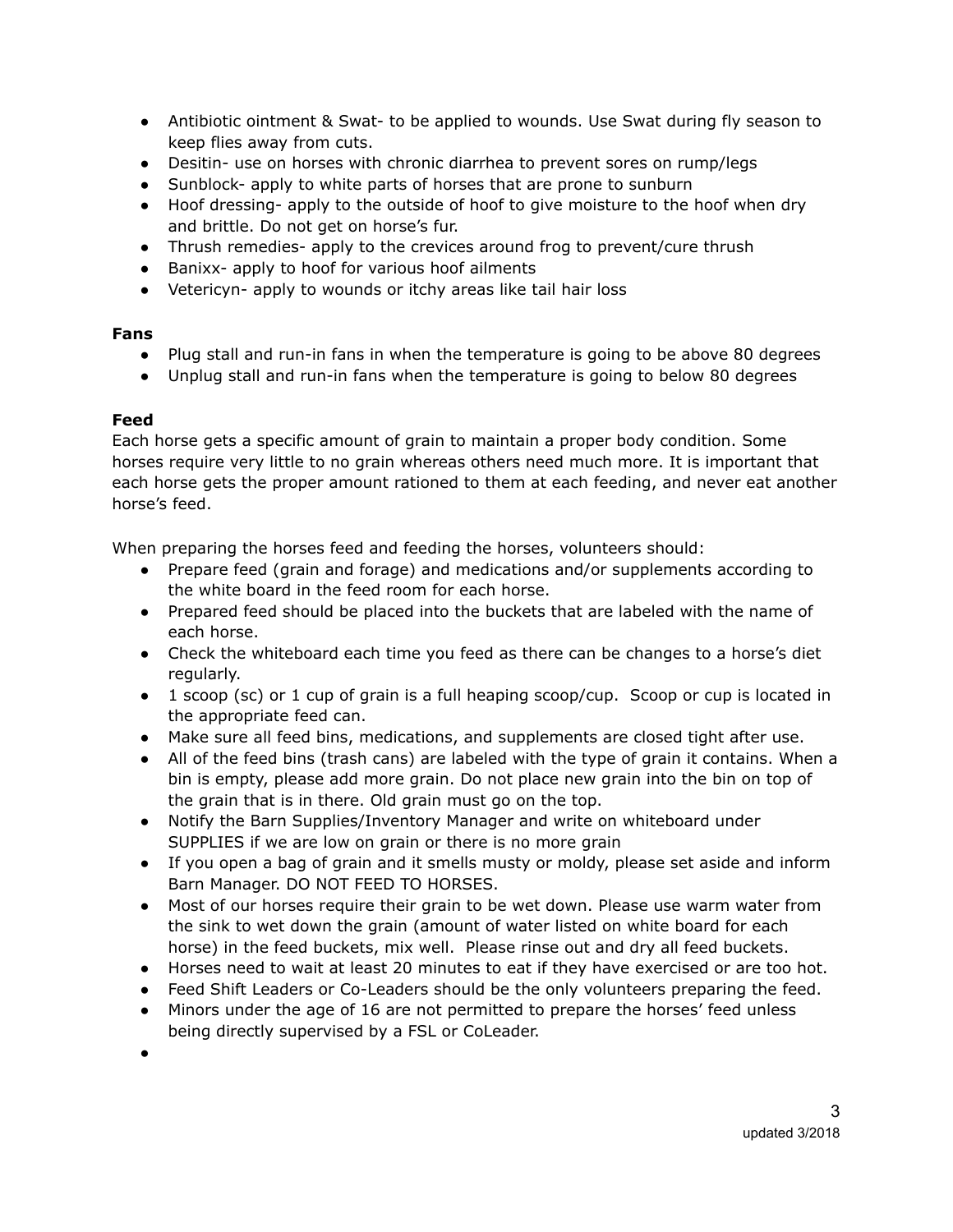- Antibiotic ointment & Swat- to be applied to wounds. Use Swat during fly season to keep flies away from cuts.
- Desitin- use on horses with chronic diarrhea to prevent sores on rump/legs
- Sunblock- apply to white parts of horses that are prone to sunburn
- Hoof dressing- apply to the outside of hoof to give moisture to the hoof when dry and brittle. Do not get on horse's fur.
- Thrush remedies- apply to the crevices around frog to prevent/cure thrush
- Banixx- apply to hoof for various hoof ailments
- Vetericyn- apply to wounds or itchy areas like tail hair loss

**Fans**

- Plug stall and run-in fans in when the temperature is going to be above 80 degrees
- Unplug stall and run-in fans when the temperature is going to below 80 degrees

**Feed**

Each horse gets a specific amount of grain to maintain a proper body condition. Some horses require very little to no grain whereas others need much more. It is important that each horse gets the proper amount rationed to them at each feeding, and never eat another horse's feed.

When preparing the horses feed and feeding the horses, volunteers should:

- Prepare feed (grain and forage) and medications and/or supplements according to the white board in the feed room for each horse.
- Prepared feed should be placed into the buckets that are labeled with the name of each horse.
- Check the whiteboard each time you feed as there can be changes to a horse's diet regularly.
- 1 scoop (sc) or 1 cup of grain is a full heaping scoop/cup. Scoop or cup is located in the appropriate feed can.
- Make sure all feed bins, medications, and supplements are closed tight after use.
- All of the feed bins (trash cans) are labeled with the type of grain it contains. When a bin is empty, please add more grain. Do not place new grain into the bin on top of the grain that is in there. Old grain must go on the top.
- Notify the Barn Supplies/Inventory Manager and write on whiteboard under SUPPLIES if we are low on grain or there is no more grain
- If you open a bag of grain and it smells musty or moldy, please set aside and inform Barn Manager. DO NOT FEED TO HORSES.
- Most of our horses require their grain to be wet down. Please use warm water from the sink to wet down the grain (amount of water listed on white board for each horse) in the feed buckets, mix well. Please rinse out and dry all feed buckets.
- Horses need to wait at least 20 minutes to eat if they have exercised or are too hot.
- Feed Shift Leaders or Co-Leaders should be the only volunteers preparing the feed.
- Minors under the age of 16 are not permitted to prepare the horses' feed unless being directly supervised by a FSL or CoLeader.

updated 3/2018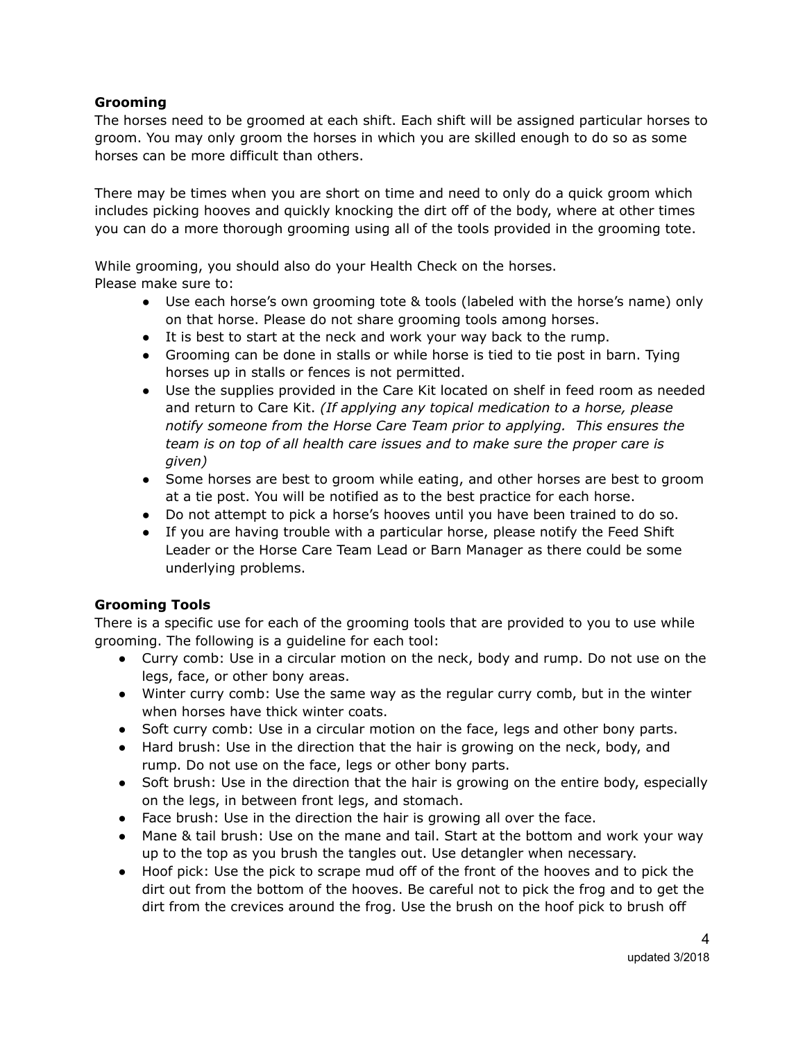**Grooming**

The horses need to be groomed at each shift. Each shift will be assigned particular horses to groom. You may only groom the horses in which you are skilled enough to do so as some horses can be more difficult than others.

There may be times when you are short on time and need to only do a quick groom which includes picking hooves and quickly knocking the dirt off of the body, where at other times you can do a more thorough grooming using all of the tools provided in the grooming tote.

While grooming, you should also do your Health Check on the horses.
Please make sure to:

- Use each horse's own grooming tote & tools (labeled with the horse's name) only on that horse. Please do not share grooming tools among horses.
- It is best to start at the neck and work your way back to the rump.
- Grooming can be done in stalls or while horse is tied to tie post in barn. Tying horses up in stalls or fences is not permitted.
- Use the supplies provided in the Care Kit located on shelf in feed room as needed and return to Care Kit. *(If applying any topical medication to a horse, please notify someone from the Horse Care Team prior to applying. This ensures the team is on top of all health care issues and to make sure the proper care is given)*
- Some horses are best to groom while eating, and other horses are best to groom at a tie post. You will be notified as to the best practice for each horse.
- Do not attempt to pick a horse's hooves until you have been trained to do so.
- If you are having trouble with a particular horse, please notify the Feed Shift Leader or the Horse Care Team Lead or Barn Manager as there could be some underlying problems.

**Grooming Tools**

There is a specific use for each of the grooming tools that are provided to you to use while grooming. The following is a guideline for each tool:

- Curry comb: Use in a circular motion on the neck, body and rump. Do not use on the legs, face, or other bony areas.
- Winter curry comb: Use the same way as the regular curry comb, but in the winter when horses have thick winter coats.
- Soft curry comb: Use in a circular motion on the face, legs and other bony parts.
- Hard brush: Use in the direction that the hair is growing on the neck, body, and rump. Do not use on the face, legs or other bony parts.
- Soft brush: Use in the direction that the hair is growing on the entire body, especially on the legs, in between front legs, and stomach.
- Face brush: Use in the direction the hair is growing all over the face.
- Mane & tail brush: Use on the mane and tail. Start at the bottom and work your way up to the top as you brush the tangles out. Use detangler when necessary.
- Hoof pick: Use the pick to scrape mud off of the front of the hooves and to pick the dirt out from the bottom of the hooves. Be careful not to pick the frog and to get the dirt from the crevices around the frog. Use the brush on the hoof pick to brush off

updated 3/2018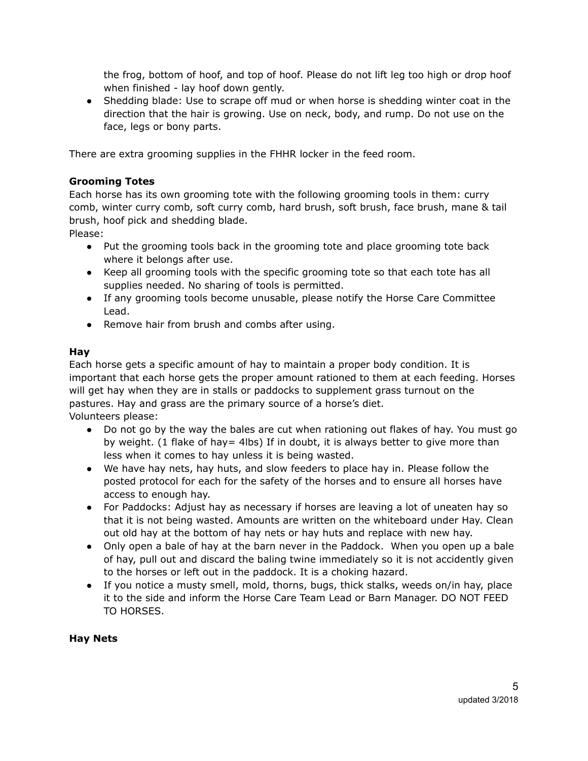the frog, bottom of hoof, and top of hoof. Please do not lift leg too high or drop hoof when finished - lay hoof down gently.

- Shedding blade: Use to scrape off mud or when horse is shedding winter coat in the direction that the hair is growing. Use on neck, body, and rump. Do not use on the face, legs or bony parts.

There are extra grooming supplies in the FHHR locker in the feed room.

**Grooming Totes**

Each horse has its own grooming tote with the following grooming tools in them: curry comb, winter curry comb, soft curry comb, hard brush, soft brush, face brush, mane & tail brush, hoof pick and shedding blade.

Please:

- Put the grooming tools back in the grooming tote and place grooming tote back where it belongs after use.
- Keep all grooming tools with the specific grooming tote so that each tote has all supplies needed. No sharing of tools is permitted.
- If any grooming tools become unusable, please notify the Horse Care Committee Lead.
- Remove hair from brush and combs after using.

**Hay**

Each horse gets a specific amount of hay to maintain a proper body condition. It is important that each horse gets the proper amount rationed to them at each feeding. Horses will get hay when they are in stalls or paddocks to supplement grass turnout on the pastures. Hay and grass are the primary source of a horse's diet.

Volunteers please:

- Do not go by the way the bales are cut when rationing out flakes of hay. You must go by weight. (1 flake of hay= 4lbs) If in doubt, it is always better to give more than less when it comes to hay unless it is being wasted.
- We have hay nets, hay huts, and slow feeders to place hay in. Please follow the posted protocol for each for the safety of the horses and to ensure all horses have access to enough hay.
- For Paddocks: Adjust hay as necessary if horses are leaving a lot of uneaten hay so that it is not being wasted. Amounts are written on the whiteboard under Hay. Clean out old hay at the bottom of hay nets or hay huts and replace with new hay.
- Only open a bale of hay at the barn never in the Paddock. When you open up a bale of hay, pull out and discard the baling twine immediately so it is not accidently given to the horses or left out in the paddock. It is a choking hazard.
- If you notice a musty smell, mold, thorns, bugs, thick stalks, weeds on/in hay, place it to the side and inform the Horse Care Team Lead or Barn Manager. DO NOT FEED TO HORSES.

**Hay Nets**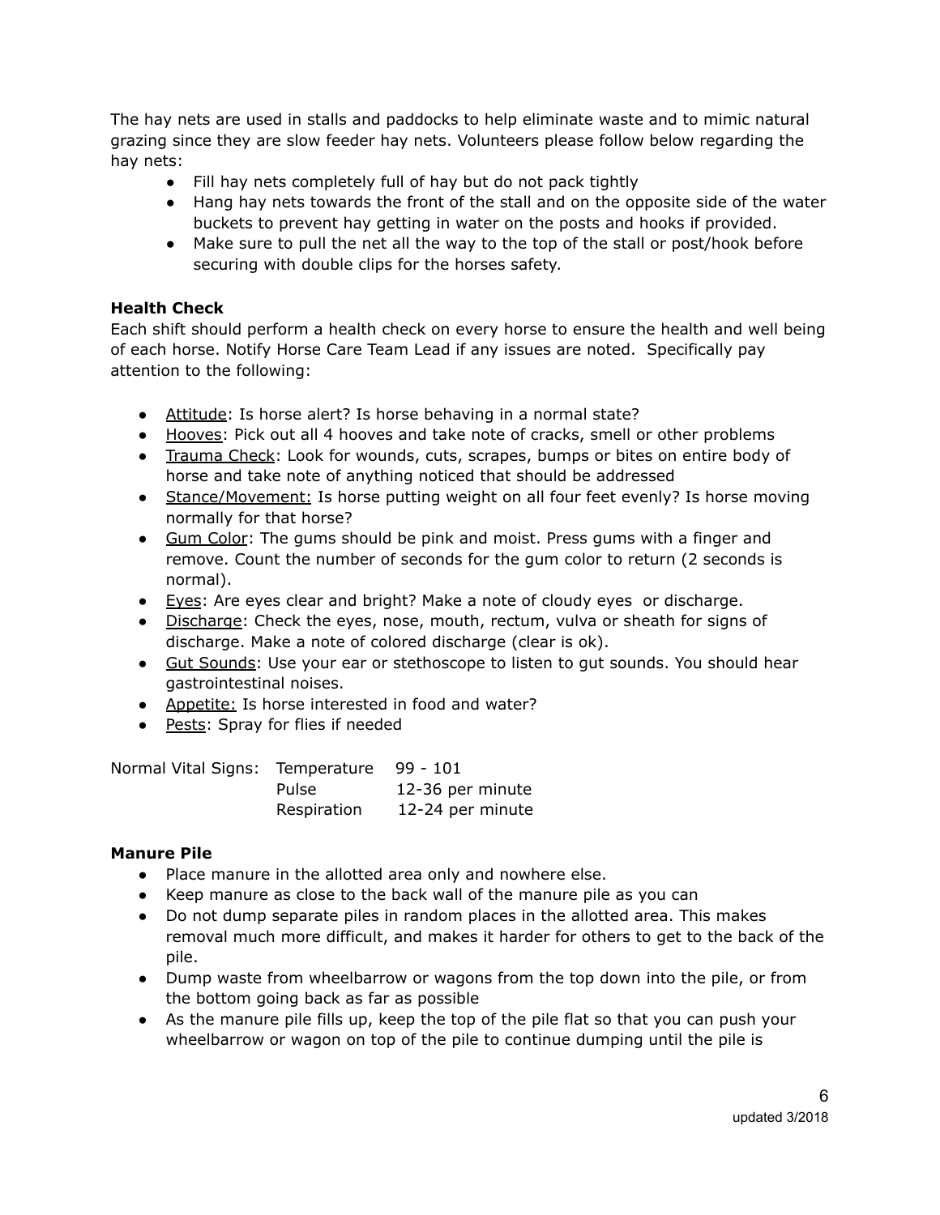The hay nets are used in stalls and paddocks to help eliminate waste and to mimic natural grazing since they are slow feeder hay nets. Volunteers please follow below regarding the hay nets:

- Fill hay nets completely full of hay but do not pack tightly
- Hang hay nets towards the front of the stall and on the opposite side of the water buckets to prevent hay getting in water on the posts and hooks if provided.
- Make sure to pull the net all the way to the top of the stall or post/hook before securing with double clips for the horses safety.

**Health Check**

Each shift should perform a health check on every horse to ensure the health and well being of each horse. Notify Horse Care Team Lead if any issues are noted. Specifically pay attention to the following:

- Attitude: Is horse alert? Is horse behaving in a normal state?
- Hooves: Pick out all 4 hooves and take note of cracks, smell or other problems
- Trauma Check: Look for wounds, cuts, scrapes, bumps or bites on entire body of horse and take note of anything noticed that should be addressed
- Stance/Movement: Is horse putting weight on all four feet evenly? Is horse moving normally for that horse?
- Gum Color: The gums should be pink and moist. Press gums with a finger and remove. Count the number of seconds for the gum color to return (2 seconds is normal).
- Eyes: Are eyes clear and bright? Make a note of cloudy eyes or discharge.
- Discharge: Check the eyes, nose, mouth, rectum, vulva or sheath for signs of discharge. Make a note of colored discharge (clear is ok).
- Gut Sounds: Use your ear or stethoscope to listen to gut sounds. You should hear gastrointestinal noises.
- Appetite: Is horse interested in food and water?
- Pests: Spray for flies if needed

| | | |
|---|---|---|
| Normal Vital Signs: | Temperature | 99 - 101 |
| | Pulse | 12-36 per minute |
| | Respiration | 12-24 per minute |

**Manure Pile**

- Place manure in the allotted area only and nowhere else.
- Keep manure as close to the back wall of the manure pile as you can
- Do not dump separate piles in random places in the allotted area. This makes removal much more difficult, and makes it harder for others to get to the back of the pile.
- Dump waste from wheelbarrow or wagons from the top down into the pile, or from the bottom going back as far as possible
- As the manure pile fills up, keep the top of the pile flat so that you can push your wheelbarrow or wagon on top of the pile to continue dumping until the pile is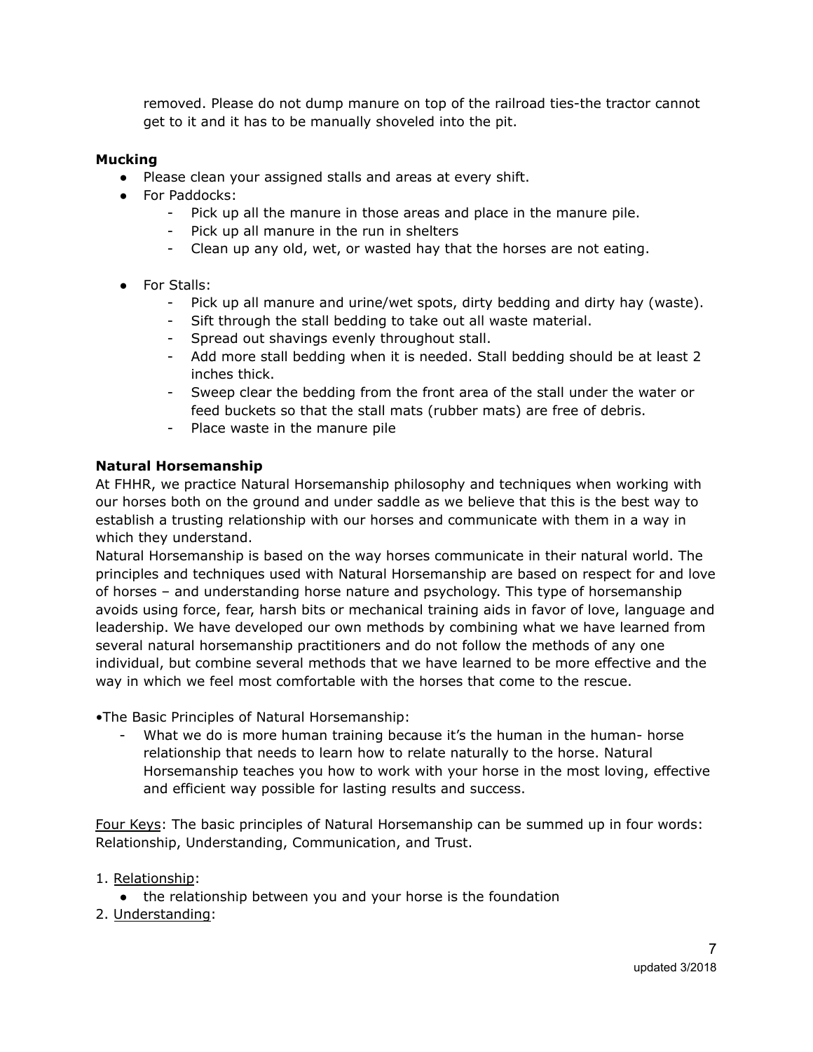removed. Please do not dump manure on top of the railroad ties-the tractor cannot get to it and it has to be manually shoveled into the pit.

**Mucking**

- Please clean your assigned stalls and areas at every shift.
- For Paddocks:
    - Pick up all the manure in those areas and place in the manure pile.
    - Pick up all manure in the run in shelters
    - Clean up any old, wet, or wasted hay that the horses are not eating.
- For Stalls:
    - Pick up all manure and urine/wet spots, dirty bedding and dirty hay (waste).
    - Sift through the stall bedding to take out all waste material.
    - Spread out shavings evenly throughout stall.
    - Add more stall bedding when it is needed. Stall bedding should be at least 2 inches thick.
    - Sweep clear the bedding from the front area of the stall under the water or feed buckets so that the stall mats (rubber mats) are free of debris.
    - Place waste in the manure pile

**Natural Horsemanship**

At FHHR, we practice Natural Horsemanship philosophy and techniques when working with our horses both on the ground and under saddle as we believe that this is the best way to establish a trusting relationship with our horses and communicate with them in a way in which they understand.

Natural Horsemanship is based on the way horses communicate in their natural world. The principles and techniques used with Natural Horsemanship are based on respect for and love of horses – and understanding horse nature and psychology. This type of horsemanship avoids using force, fear, harsh bits or mechanical training aids in favor of love, language and leadership. We have developed our own methods by combining what we have learned from several natural horsemanship practitioners and do not follow the methods of any one individual, but combine several methods that we have learned to be more effective and the way in which we feel most comfortable with the horses that come to the rescue.

•The Basic Principles of Natural Horsemanship:

- What we do is more human training because it's the human in the human- horse relationship that needs to learn how to relate naturally to the horse. Natural Horsemanship teaches you how to work with your horse in the most loving, effective and efficient way possible for lasting results and success.

<u>Four Keys</u>: The basic principles of Natural Horsemanship can be summed up in four words: Relationship, Understanding, Communication, and Trust.

1. <u>Relationship</u>:
    - the relationship between you and your horse is the foundation
2. <u>Understanding</u>: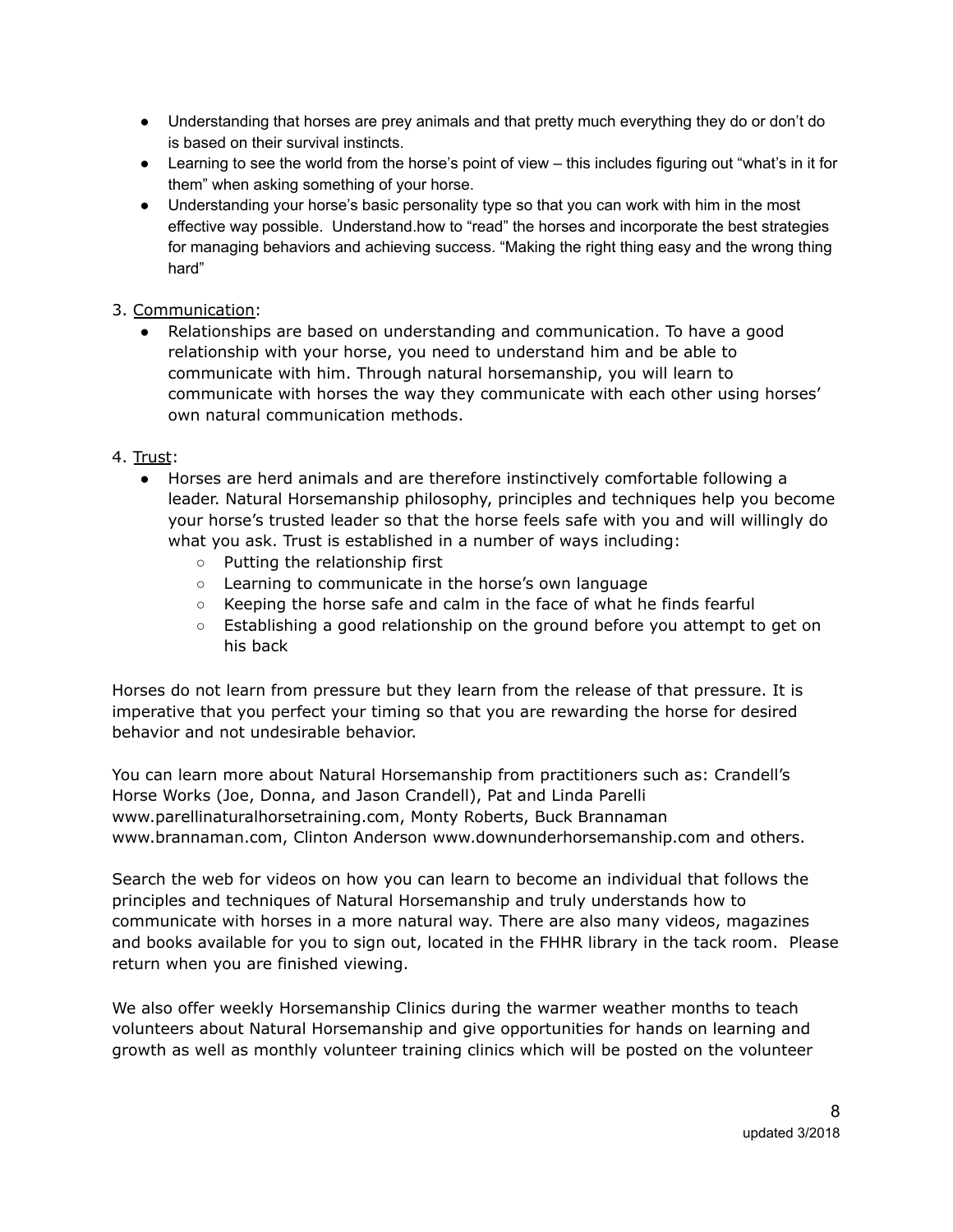- Understanding that horses are prey animals and that pretty much everything they do or don't do is based on their survival instincts.
- Learning to see the world from the horse's point of view – this includes figuring out "what's in it for them" when asking something of your horse.
- Understanding your horse's basic personality type so that you can work with him in the most effective way possible. Understand.how to "read" the horses and incorporate the best strategies for managing behaviors and achieving success. "Making the right thing easy and the wrong thing hard"

3. Communication:
   - Relationships are based on understanding and communication. To have a good relationship with your horse, you need to understand him and be able to communicate with him. Through natural horsemanship, you will learn to communicate with horses the way they communicate with each other using horses' own natural communication methods.

4. Trust:
   - Horses are herd animals and are therefore instinctively comfortable following a leader. Natural Horsemanship philosophy, principles and techniques help you become your horse's trusted leader so that the horse feels safe with you and will willingly do what you ask. Trust is established in a number of ways including:
     - Putting the relationship first
     - Learning to communicate in the horse's own language
     - Keeping the horse safe and calm in the face of what he finds fearful
     - Establishing a good relationship on the ground before you attempt to get on his back

Horses do not learn from pressure but they learn from the release of that pressure. It is imperative that you perfect your timing so that you are rewarding the horse for desired behavior and not undesirable behavior.

You can learn more about Natural Horsemanship from practitioners such as: Crandell's Horse Works (Joe, Donna, and Jason Crandell), Pat and Linda Parelli www.parellinaturalhorsetraining.com, Monty Roberts, Buck Brannaman www.brannaman.com, Clinton Anderson www.downunderhorsemanship.com and others.

Search the web for videos on how you can learn to become an individual that follows the principles and techniques of Natural Horsemanship and truly understands how to communicate with horses in a more natural way. There are also many videos, magazines and books available for you to sign out, located in the FHHR library in the tack room. Please return when you are finished viewing.

We also offer weekly Horsemanship Clinics during the warmer weather months to teach volunteers about Natural Horsemanship and give opportunities for hands on learning and growth as well as monthly volunteer training clinics which will be posted on the volunteer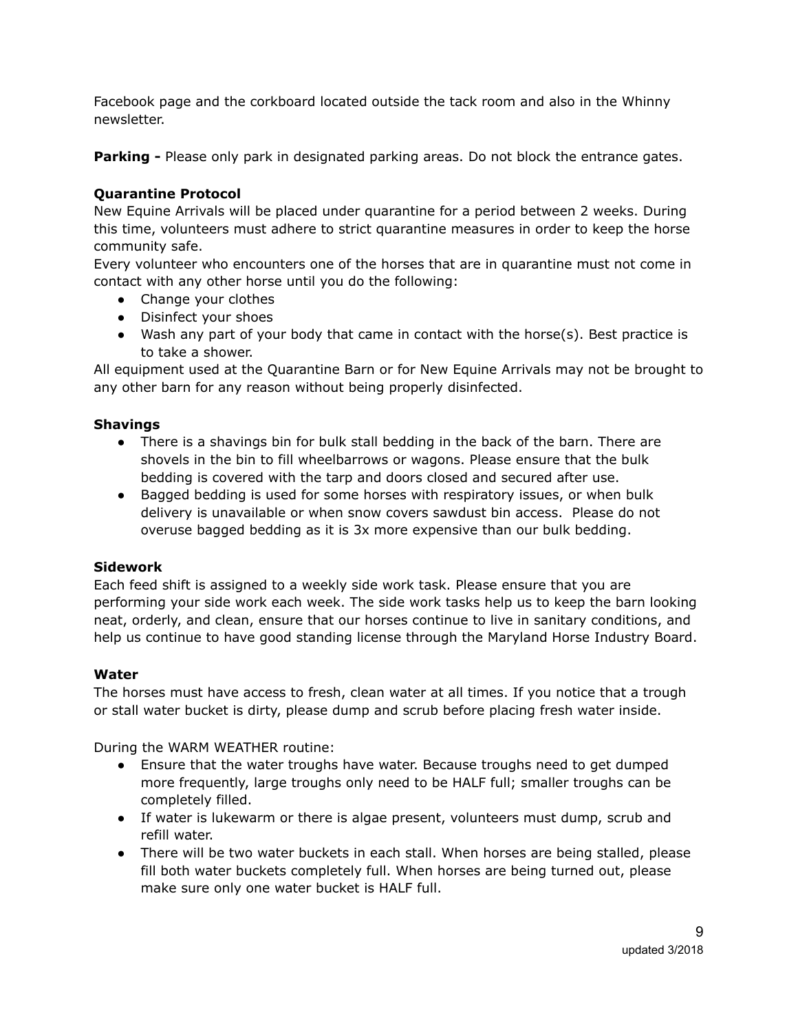Facebook page and the corkboard located outside the tack room and also in the Whinny newsletter.

**Parking -** Please only park in designated parking areas. Do not block the entrance gates.

**Quarantine Protocol**

New Equine Arrivals will be placed under quarantine for a period between 2 weeks. During this time, volunteers must adhere to strict quarantine measures in order to keep the horse community safe.

Every volunteer who encounters one of the horses that are in quarantine must not come in contact with any other horse until you do the following:

- Change your clothes
- Disinfect your shoes
- Wash any part of your body that came in contact with the horse(s). Best practice is to take a shower.

All equipment used at the Quarantine Barn or for New Equine Arrivals may not be brought to any other barn for any reason without being properly disinfected.

**Shavings**

- There is a shavings bin for bulk stall bedding in the back of the barn. There are shovels in the bin to fill wheelbarrows or wagons. Please ensure that the bulk bedding is covered with the tarp and doors closed and secured after use.
- Bagged bedding is used for some horses with respiratory issues, or when bulk delivery is unavailable or when snow covers sawdust bin access. Please do not overuse bagged bedding as it is 3x more expensive than our bulk bedding.

**Sidework**

Each feed shift is assigned to a weekly side work task. Please ensure that you are performing your side work each week. The side work tasks help us to keep the barn looking neat, orderly, and clean, ensure that our horses continue to live in sanitary conditions, and help us continue to have good standing license through the Maryland Horse Industry Board.

**Water**

The horses must have access to fresh, clean water at all times. If you notice that a trough or stall water bucket is dirty, please dump and scrub before placing fresh water inside.

During the WARM WEATHER routine:

- Ensure that the water troughs have water. Because troughs need to get dumped more frequently, large troughs only need to be HALF full; smaller troughs can be completely filled.
- If water is lukewarm or there is algae present, volunteers must dump, scrub and refill water.
- There will be two water buckets in each stall. When horses are being stalled, please fill both water buckets completely full. When horses are being turned out, please make sure only one water bucket is HALF full.

updated 3/2018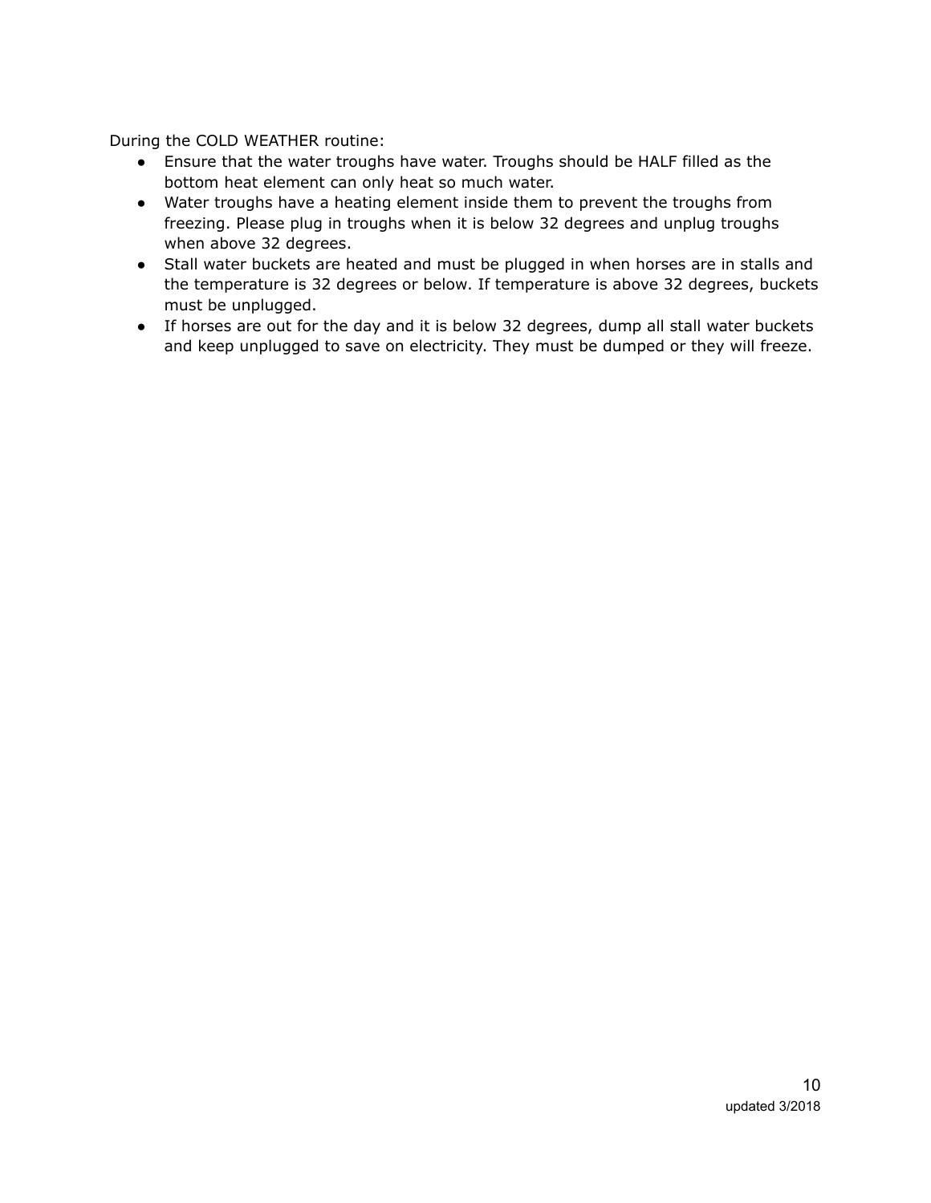During the COLD WEATHER routine:

- Ensure that the water troughs have water. Troughs should be HALF filled as the bottom heat element can only heat so much water.
- Water troughs have a heating element inside them to prevent the troughs from freezing. Please plug in troughs when it is below 32 degrees and unplug troughs when above 32 degrees.
- Stall water buckets are heated and must be plugged in when horses are in stalls and the temperature is 32 degrees or below. If temperature is above 32 degrees, buckets must be unplugged.
- If horses are out for the day and it is below 32 degrees, dump all stall water buckets and keep unplugged to save on electricity. They must be dumped or they will freeze.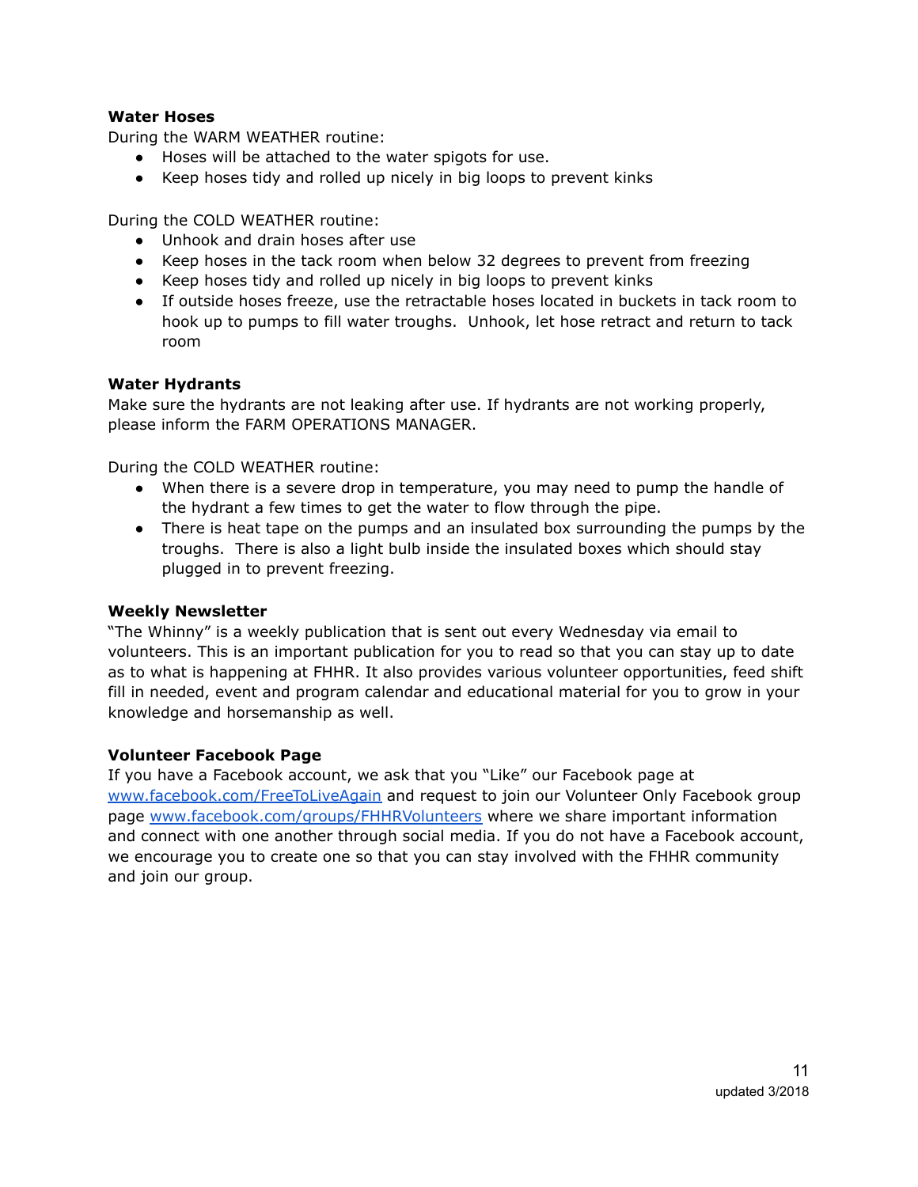**Water Hoses**

During the WARM WEATHER routine:

- Hoses will be attached to the water spigots for use.
- Keep hoses tidy and rolled up nicely in big loops to prevent kinks

During the COLD WEATHER routine:

- Unhook and drain hoses after use
- Keep hoses in the tack room when below 32 degrees to prevent from freezing
- Keep hoses tidy and rolled up nicely in big loops to prevent kinks
- If outside hoses freeze, use the retractable hoses located in buckets in tack room to hook up to pumps to fill water troughs.  Unhook, let hose retract and return to tack room

**Water Hydrants**

Make sure the hydrants are not leaking after use. If hydrants are not working properly, please inform the FARM OPERATIONS MANAGER.

During the COLD WEATHER routine:

- When there is a severe drop in temperature, you may need to pump the handle of the hydrant a few times to get the water to flow through the pipe.
- There is heat tape on the pumps and an insulated box surrounding the pumps by the troughs.  There is also a light bulb inside the insulated boxes which should stay plugged in to prevent freezing.

**Weekly Newsletter**

"The Whinny" is a weekly publication that is sent out every Wednesday via email to volunteers. This is an important publication for you to read so that you can stay up to date as to what is happening at FHHR. It also provides various volunteer opportunities, feed shift fill in needed, event and program calendar and educational material for you to grow in your knowledge and horsemanship as well.

**Volunteer Facebook Page**

If you have a Facebook account, we ask that you "Like" our Facebook page at [www.facebook.com/FreeToLiveAgain](http://www.facebook.com/FreeToLiveAgain) and request to join our Volunteer Only Facebook group page [www.facebook.com/groups/FHHRVolunteers](http://www.facebook.com/groups/FHHRVolunteers) where we share important information and connect with one another through social media. If you do not have a Facebook account, we encourage you to create one so that you can stay involved with the FHHR community and join our group.